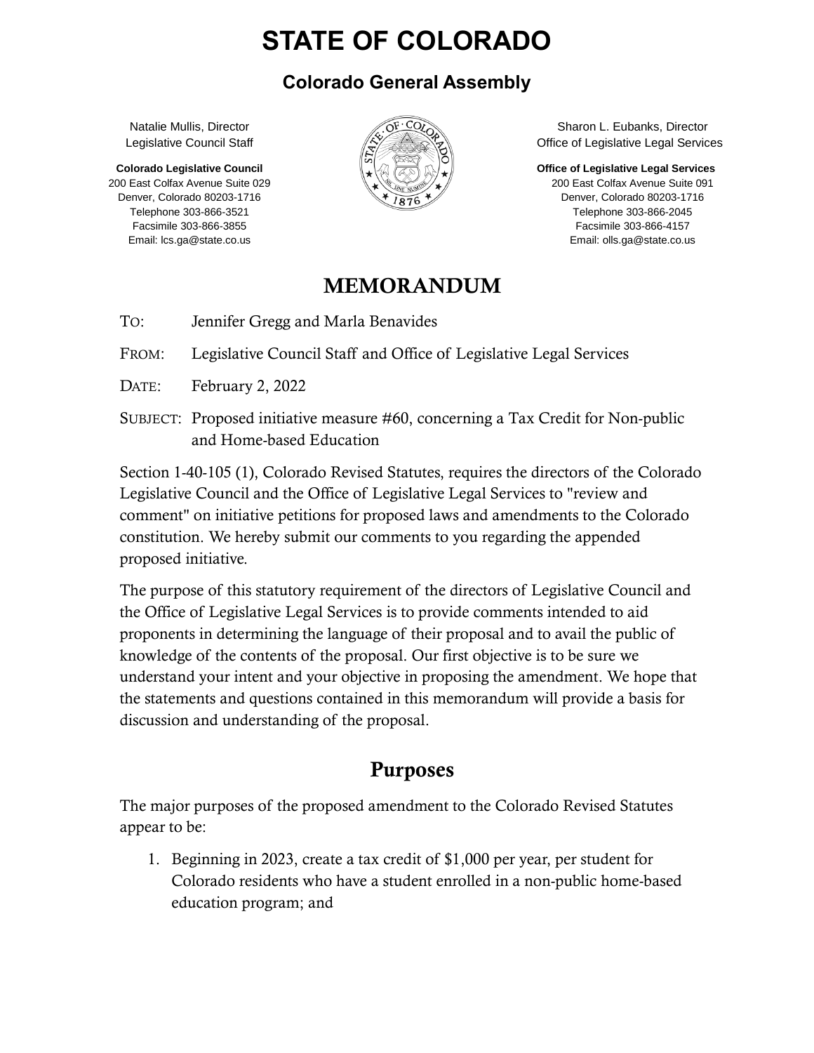# STATE OF COLORADO

## Colorado General Assembly

Natalie Mullis, Director
Legislative Council Staff

**Colorado Legislative Council**
200 East Colfax Avenue Suite 029
Denver, Colorado 80203-1716
Telephone 303-866-3521
Facsimile 303-866-3855
Email: lcs.ga@state.co.us

Sharon L. Eubanks, Director
Office of Legislative Legal Services

**Office of Legislative Legal Services**
200 East Colfax Avenue Suite 091
Denver, Colorado 80203-1716
Telephone 303-866-2045
Facsimile 303-866-4157
Email: olls.ga@state.co.us

## MEMORANDUM

TO: Jennifer Gregg and Marla Benavides

FROM: Legislative Council Staff and Office of Legislative Legal Services

DATE: February 2, 2022

SUBJECT: Proposed initiative measure #60, concerning a Tax Credit for Non-public and Home-based Education

Section 1-40-105 (1), Colorado Revised Statutes, requires the directors of the Colorado Legislative Council and the Office of Legislative Legal Services to "review and comment" on initiative petitions for proposed laws and amendments to the Colorado constitution. We hereby submit our comments to you regarding the appended proposed initiative.

The purpose of this statutory requirement of the directors of Legislative Council and the Office of Legislative Legal Services is to provide comments intended to aid proponents in determining the language of their proposal and to avail the public of knowledge of the contents of the proposal. Our first objective is to be sure we understand your intent and your objective in proposing the amendment. We hope that the statements and questions contained in this memorandum will provide a basis for discussion and understanding of the proposal.

## Purposes

The major purposes of the proposed amendment to the Colorado Revised Statutes appear to be:

1. Beginning in 2023, create a tax credit of $1,000 per year, per student for Colorado residents who have a student enrolled in a non-public home-based education program; and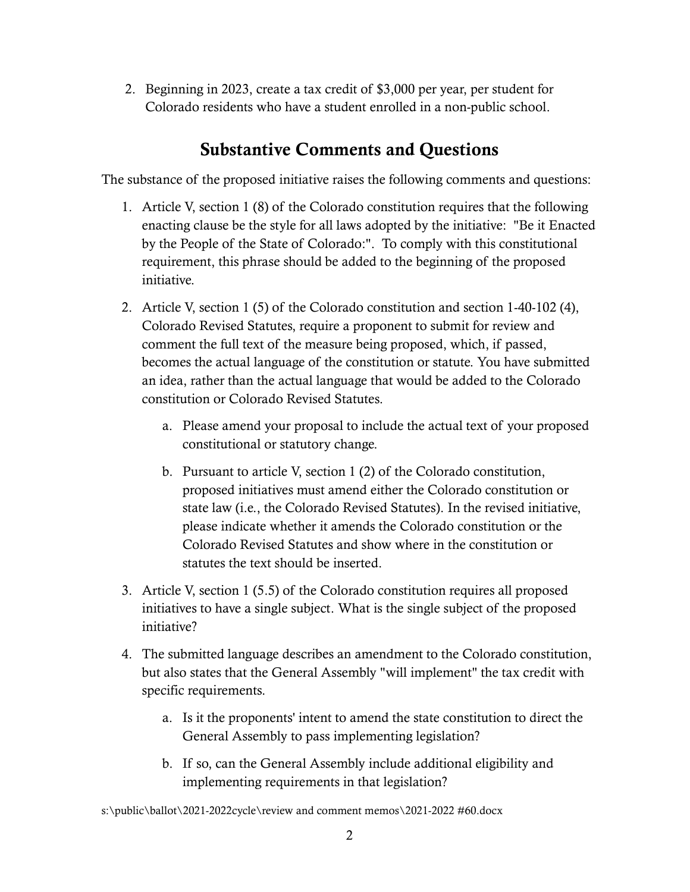2. Beginning in 2023, create a tax credit of $3,000 per year, per student for Colorado residents who have a student enrolled in a non-public school.

## Substantive Comments and Questions

The substance of the proposed initiative raises the following comments and questions:

1. Article V, section 1 (8) of the Colorado constitution requires that the following enacting clause be the style for all laws adopted by the initiative: "Be it Enacted by the People of the State of Colorado:". To comply with this constitutional requirement, this phrase should be added to the beginning of the proposed initiative.

2. Article V, section 1 (5) of the Colorado constitution and section 1-40-102 (4), Colorado Revised Statutes, require a proponent to submit for review and comment the full text of the measure being proposed, which, if passed, becomes the actual language of the constitution or statute. You have submitted an idea, rather than the actual language that would be added to the Colorado constitution or Colorado Revised Statutes.

    a. Please amend your proposal to include the actual text of your proposed constitutional or statutory change.

    b. Pursuant to article V, section 1 (2) of the Colorado constitution, proposed initiatives must amend either the Colorado constitution or state law (i.e., the Colorado Revised Statutes). In the revised initiative, please indicate whether it amends the Colorado constitution or the Colorado Revised Statutes and show where in the constitution or statutes the text should be inserted.

3. Article V, section 1 (5.5) of the Colorado constitution requires all proposed initiatives to have a single subject. What is the single subject of the proposed initiative?

4. The submitted language describes an amendment to the Colorado constitution, but also states that the General Assembly "will implement" the tax credit with specific requirements.

    a. Is it the proponents' intent to amend the state constitution to direct the General Assembly to pass implementing legislation?

    b. If so, can the General Assembly include additional eligibility and implementing requirements in that legislation?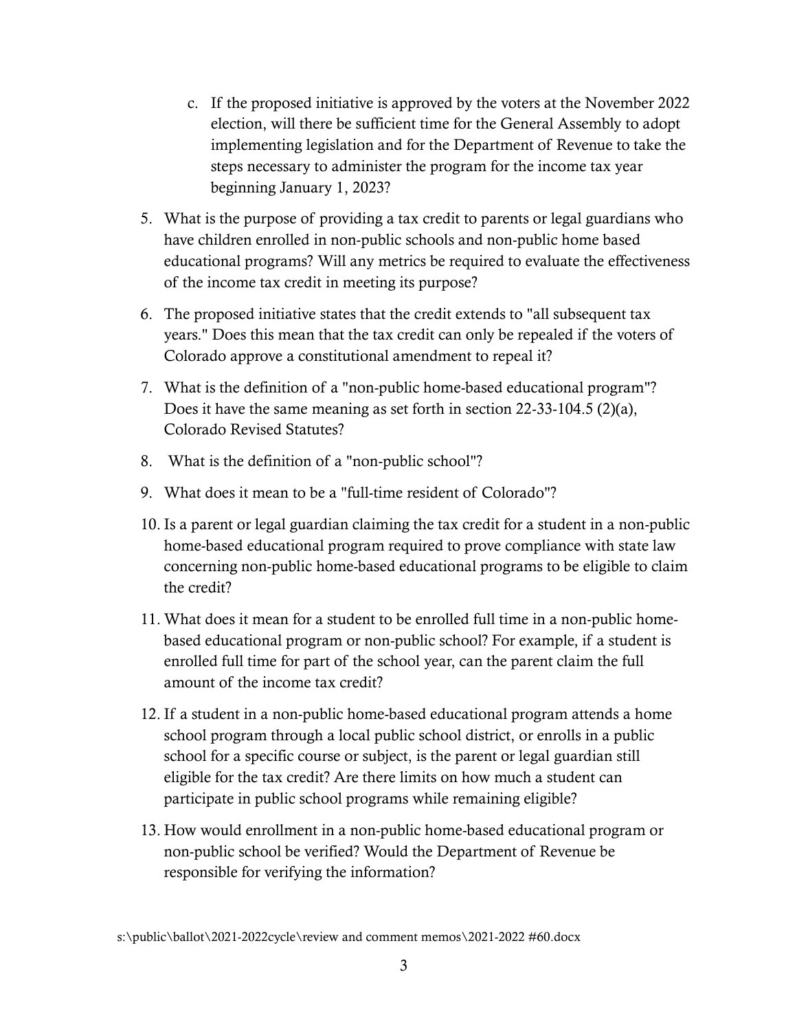c. If the proposed initiative is approved by the voters at the November 2022 election, will there be sufficient time for the General Assembly to adopt implementing legislation and for the Department of Revenue to take the steps necessary to administer the program for the income tax year beginning January 1, 2023?

5. What is the purpose of providing a tax credit to parents or legal guardians who have children enrolled in non-public schools and non-public home based educational programs? Will any metrics be required to evaluate the effectiveness of the income tax credit in meeting its purpose?

6. The proposed initiative states that the credit extends to "all subsequent tax years." Does this mean that the tax credit can only be repealed if the voters of Colorado approve a constitutional amendment to repeal it?

7. What is the definition of a "non-public home-based educational program"? Does it have the same meaning as set forth in section 22-33-104.5 (2)(a), Colorado Revised Statutes?

8. What is the definition of a "non-public school"?

9. What does it mean to be a "full-time resident of Colorado"?

10. Is a parent or legal guardian claiming the tax credit for a student in a non-public home-based educational program required to prove compliance with state law concerning non-public home-based educational programs to be eligible to claim the credit?

11. What does it mean for a student to be enrolled full time in a non-public home-based educational program or non-public school? For example, if a student is enrolled full time for part of the school year, can the parent claim the full amount of the income tax credit?

12. If a student in a non-public home-based educational program attends a home school program through a local public school district, or enrolls in a public school for a specific course or subject, is the parent or legal guardian still eligible for the tax credit? Are there limits on how much a student can participate in public school programs while remaining eligible?

13. How would enrollment in a non-public home-based educational program or non-public school be verified? Would the Department of Revenue be responsible for verifying the information?

s:\public\ballot\2021-2022cycle\review and comment memos\2021-2022 #60.docx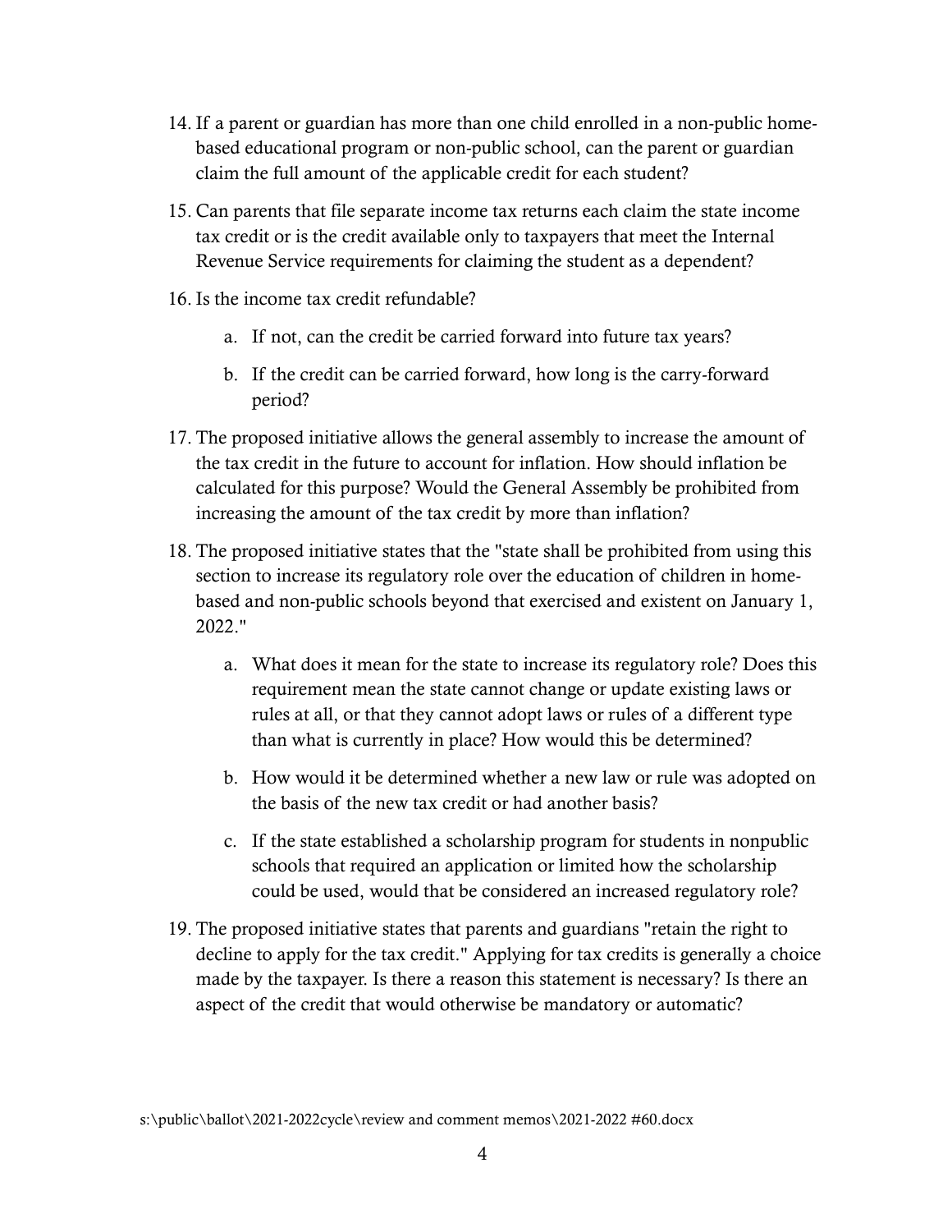14. If a parent or guardian has more than one child enrolled in a non-public home-based educational program or non-public school, can the parent or guardian claim the full amount of the applicable credit for each student?

15. Can parents that file separate income tax returns each claim the state income tax credit or is the credit available only to taxpayers that meet the Internal Revenue Service requirements for claiming the student as a dependent?

16. Is the income tax credit refundable?

    a. If not, can the credit be carried forward into future tax years?

    b. If the credit can be carried forward, how long is the carry-forward period?

17. The proposed initiative allows the general assembly to increase the amount of the tax credit in the future to account for inflation. How should inflation be calculated for this purpose? Would the General Assembly be prohibited from increasing the amount of the tax credit by more than inflation?

18. The proposed initiative states that the "state shall be prohibited from using this section to increase its regulatory role over the education of children in home-based and non-public schools beyond that exercised and existent on January 1, 2022."

    a. What does it mean for the state to increase its regulatory role? Does this requirement mean the state cannot change or update existing laws or rules at all, or that they cannot adopt laws or rules of a different type than what is currently in place? How would this be determined?

    b. How would it be determined whether a new law or rule was adopted on the basis of the new tax credit or had another basis?

    c. If the state established a scholarship program for students in nonpublic schools that required an application or limited how the scholarship could be used, would that be considered an increased regulatory role?

19. The proposed initiative states that parents and guardians "retain the right to decline to apply for the tax credit." Applying for tax credits is generally a choice made by the taxpayer. Is there a reason this statement is necessary? Is there an aspect of the credit that would otherwise be mandatory or automatic?

s:\public\ballot\2021-2022cycle\review and comment memos\2021-2022 #60.docx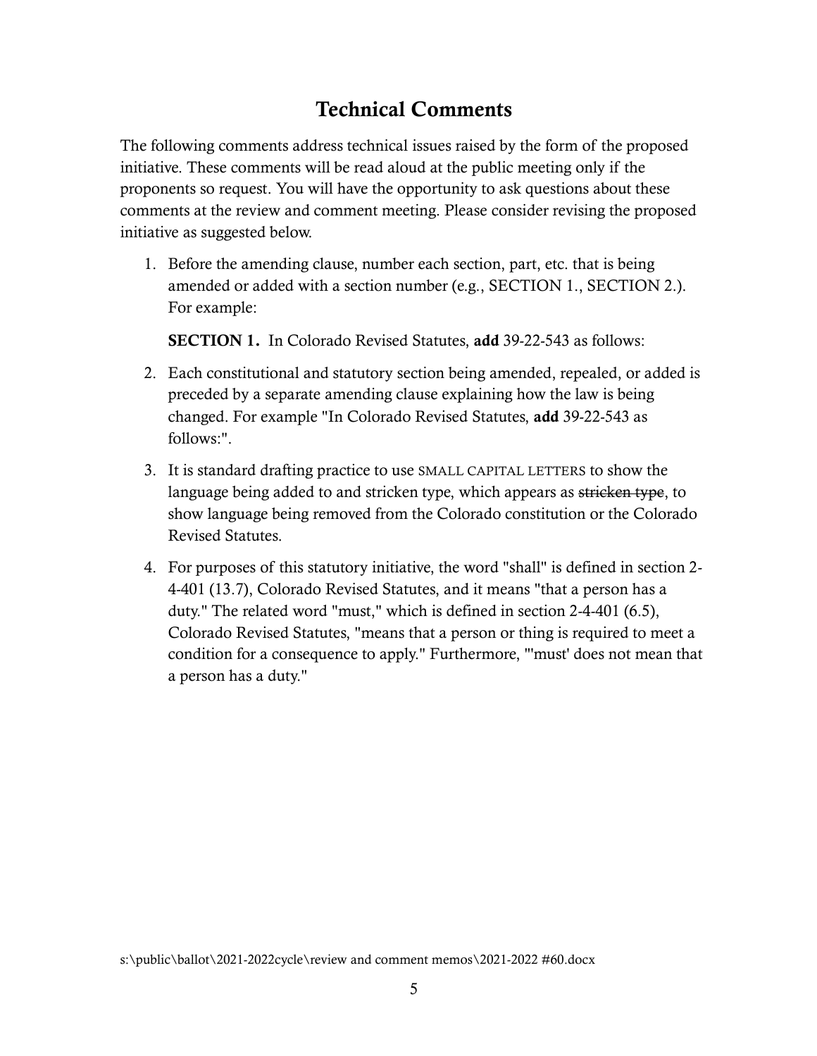## Technical Comments

The following comments address technical issues raised by the form of the proposed initiative. These comments will be read aloud at the public meeting only if the proponents so request. You will have the opportunity to ask questions about these comments at the review and comment meeting. Please consider revising the proposed initiative as suggested below.

1. Before the amending clause, number each section, part, etc. that is being amended or added with a section number (e.g., SECTION 1., SECTION 2.). For example:

   **SECTION 1.** In Colorado Revised Statutes, **add** 39-22-543 as follows:

2. Each constitutional and statutory section being amended, repealed, or added is preceded by a separate amending clause explaining how the law is being changed. For example "In Colorado Revised Statutes, **add** 39-22-543 as follows:".

3. It is standard drafting practice to use SMALL CAPITAL LETTERS to show the language being added to and stricken type, which appears as ~~stricken type~~, to show language being removed from the Colorado constitution or the Colorado Revised Statutes.

4. For purposes of this statutory initiative, the word "shall" is defined in section 2-4-401 (13.7), Colorado Revised Statutes, and it means "that a person has a duty." The related word "must," which is defined in section 2-4-401 (6.5), Colorado Revised Statutes, "means that a person or thing is required to meet a condition for a consequence to apply." Furthermore, "'must' does not mean that a person has a duty."

s:\public\ballot\2021-2022cycle\review and comment memos\2021-2022 #60.docx